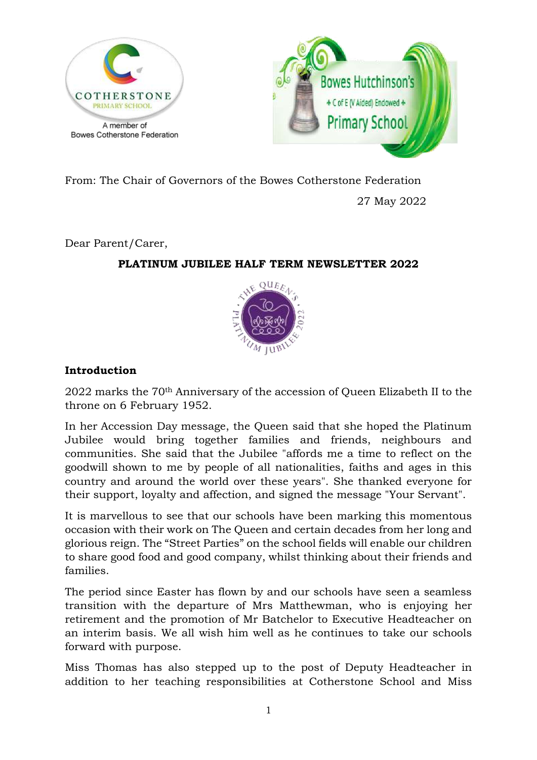From: The Chair of Governors of the Bowes Cotherstone Federation

27 May 2022

Dear Parent/Carer,

**PLATINUM JUBILEE HALF TERM NEWSLETTER 2022**

**Introduction**

2022 marks the 70th Anniversary of the accession of Queen Elizabeth II to the throne on 6 February 1952.

In her Accession Day message, the Queen said that she hoped the Platinum Jubilee would bring together families and friends, neighbours and communities. She said that the Jubilee "affords me a time to reflect on the goodwill shown to me by people of all nationalities, faiths and ages in this country and around the world over these years". She thanked everyone for their support, loyalty and affection, and signed the message "Your Servant".

It is marvellous to see that our schools have been marking this momentous occasion with their work on The Queen and certain decades from her long and glorious reign. The "Street Parties" on the school fields will enable our children to share good food and good company, whilst thinking about their friends and families.

The period since Easter has flown by and our schools have seen a seamless transition with the departure of Mrs Matthewman, who is enjoying her retirement and the promotion of Mr Batchelor to Executive Headteacher on an interim basis. We all wish him well as he continues to take our schools forward with purpose.

Miss Thomas has also stepped up to the post of Deputy Headteacher in addition to her teaching responsibilities at Cotherstone School and Miss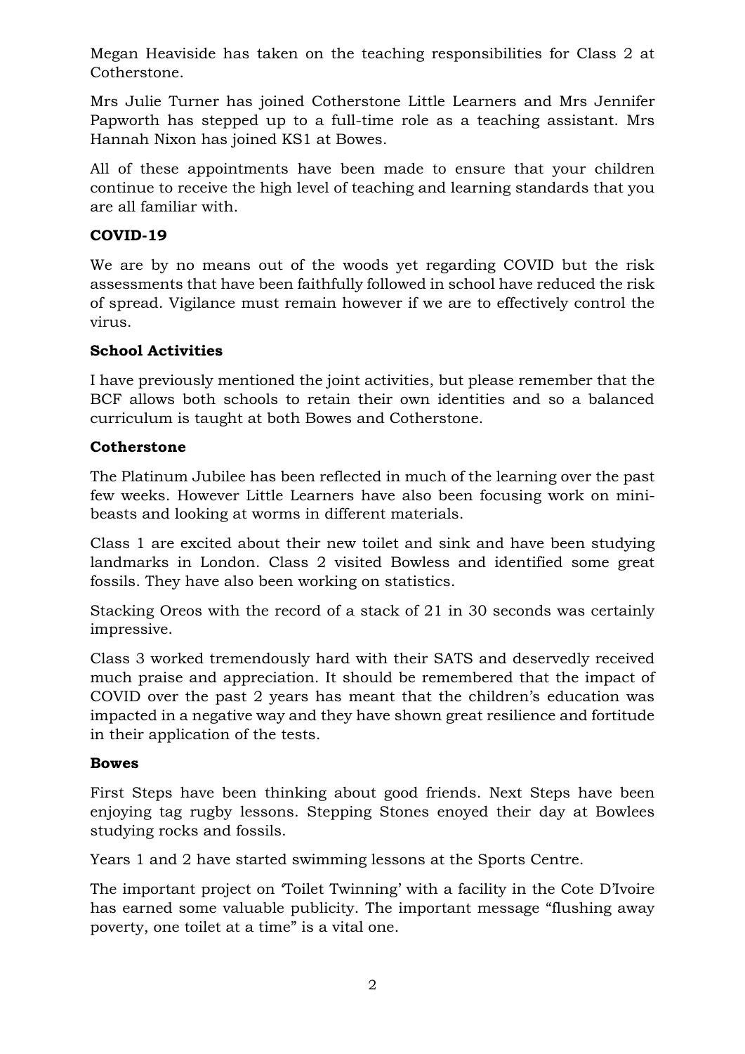Megan Heaviside has taken on the teaching responsibilities for Class 2 at Cotherstone.

Mrs Julie Turner has joined Cotherstone Little Learners and Mrs Jennifer Papworth has stepped up to a full-time role as a teaching assistant. Mrs Hannah Nixon has joined KS1 at Bowes.

All of these appointments have been made to ensure that your children continue to receive the high level of teaching and learning standards that you are all familiar with.

**COVID-19**

We are by no means out of the woods yet regarding COVID but the risk assessments that have been faithfully followed in school have reduced the risk of spread. Vigilance must remain however if we are to effectively control the virus.

**School Activities**

I have previously mentioned the joint activities, but please remember that the BCF allows both schools to retain their own identities and so a balanced curriculum is taught at both Bowes and Cotherstone.

**Cotherstone**

The Platinum Jubilee has been reflected in much of the learning over the past few weeks. However Little Learners have also been focusing work on mini-beasts and looking at worms in different materials.

Class 1 are excited about their new toilet and sink and have been studying landmarks in London. Class 2 visited Bowless and identified some great fossils. They have also been working on statistics.

Stacking Oreos with the record of a stack of 21 in 30 seconds was certainly impressive.

Class 3 worked tremendously hard with their SATS and deservedly received much praise and appreciation. It should be remembered that the impact of COVID over the past 2 years has meant that the children's education was impacted in a negative way and they have shown great resilience and fortitude in their application of the tests.

**Bowes**

First Steps have been thinking about good friends. Next Steps have been enjoying tag rugby lessons. Stepping Stones enoyed their day at Bowlees studying rocks and fossils.

Years 1 and 2 have started swimming lessons at the Sports Centre.

The important project on 'Toilet Twinning' with a facility in the Cote D'Ivoire has earned some valuable publicity. The important message "flushing away poverty, one toilet at a time" is a vital one.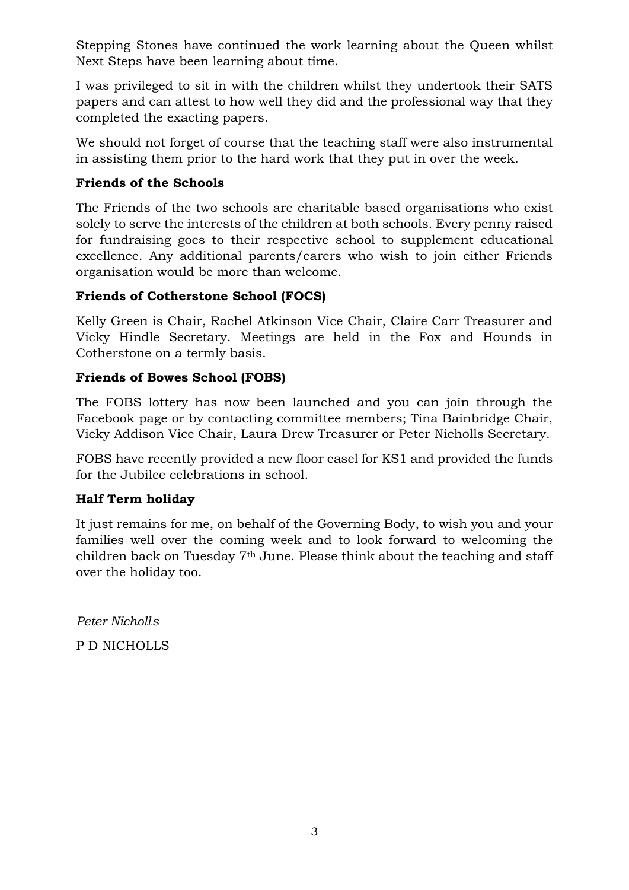Stepping Stones have continued the work learning about the Queen whilst Next Steps have been learning about time.

I was privileged to sit in with the children whilst they undertook their SATS papers and can attest to how well they did and the professional way that they completed the exacting papers.

We should not forget of course that the teaching staff were also instrumental in assisting them prior to the hard work that they put in over the week.

**Friends of the Schools**

The Friends of the two schools are charitable based organisations who exist solely to serve the interests of the children at both schools. Every penny raised for fundraising goes to their respective school to supplement educational excellence. Any additional parents/carers who wish to join either Friends organisation would be more than welcome.

**Friends of Cotherstone School (FOCS)**

Kelly Green is Chair, Rachel Atkinson Vice Chair, Claire Carr Treasurer and Vicky Hindle Secretary. Meetings are held in the Fox and Hounds in Cotherstone on a termly basis.

**Friends of Bowes School (FOBS)**

The FOBS lottery has now been launched and you can join through the Facebook page or by contacting committee members; Tina Bainbridge Chair, Vicky Addison Vice Chair, Laura Drew Treasurer or Peter Nicholls Secretary.

FOBS have recently provided a new floor easel for KS1 and provided the funds for the Jubilee celebrations in school.

**Half Term holiday**

It just remains for me, on behalf of the Governing Body, to wish you and your families well over the coming week and to look forward to welcoming the children back on Tuesday 7th June. Please think about the teaching and staff over the holiday too.

*Peter Nicholls*

P D NICHOLLS